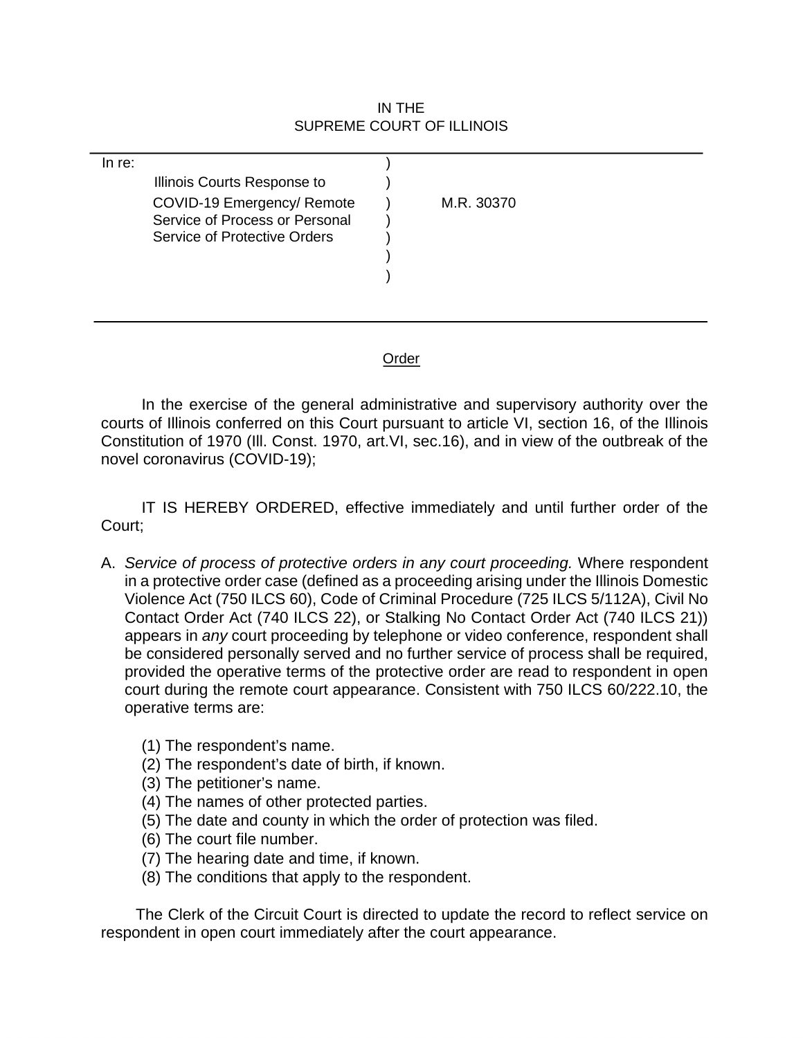IN THE
SUPREME COURT OF ILLINOIS

In re:
Illinois Courts Response to COVID-19 Emergency/ Remote Service of Process or Personal Service of Protective Orders

M.R. 30370

Order

In the exercise of the general administrative and supervisory authority over the courts of Illinois conferred on this Court pursuant to article VI, section 16, of the Illinois Constitution of 1970 (Ill. Const. 1970, art.VI, sec.16), and in view of the outbreak of the novel coronavirus (COVID-19);

IT IS HEREBY ORDERED, effective immediately and until further order of the Court;

A. *Service of process of protective orders in any court proceeding.* Where respondent in a protective order case (defined as a proceeding arising under the Illinois Domestic Violence Act (750 ILCS 60), Code of Criminal Procedure (725 ILCS 5/112A), Civil No Contact Order Act (740 ILCS 22), or Stalking No Contact Order Act (740 ILCS 21)) appears in *any* court proceeding by telephone or video conference, respondent shall be considered personally served and no further service of process shall be required, provided the operative terms of the protective order are read to respondent in open court during the remote court appearance. Consistent with 750 ILCS 60/222.10, the operative terms are:

(1) The respondent's name.
(2) The respondent's date of birth, if known.
(3) The petitioner's name.
(4) The names of other protected parties.
(5) The date and county in which the order of protection was filed.
(6) The court file number.
(7) The hearing date and time, if known.
(8) The conditions that apply to the respondent.

The Clerk of the Circuit Court is directed to update the record to reflect service on respondent in open court immediately after the court appearance.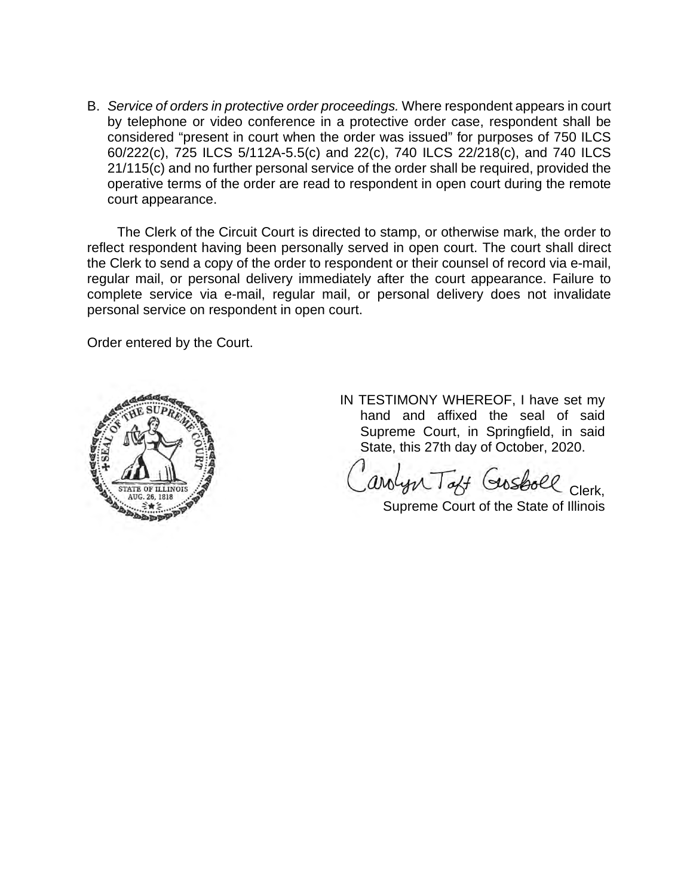B. *Service of orders in protective order proceedings.* Where respondent appears in court by telephone or video conference in a protective order case, respondent shall be considered "present in court when the order was issued" for purposes of 750 ILCS 60/222(c), 725 ILCS 5/112A-5.5(c) and 22(c), 740 ILCS 22/218(c), and 740 ILCS 21/115(c) and no further personal service of the order shall be required, provided the operative terms of the order are read to respondent in open court during the remote court appearance.

The Clerk of the Circuit Court is directed to stamp, or otherwise mark, the order to reflect respondent having been personally served in open court. The court shall direct the Clerk to send a copy of the order to respondent or their counsel of record via e-mail, regular mail, or personal delivery immediately after the court appearance. Failure to complete service via e-mail, regular mail, or personal delivery does not invalidate personal service on respondent in open court.

Order entered by the Court.

SEAL OF THE SUPREME COURT
STATE OF ILLINOIS
AUG. 26, 1818

IN TESTIMONY WHEREOF, I have set my hand and affixed the seal of said Supreme Court, in Springfield, in said State, this 27th day of October, 2020.

Carolyn Taft Grosboll Clerk,
Supreme Court of the State of Illinois